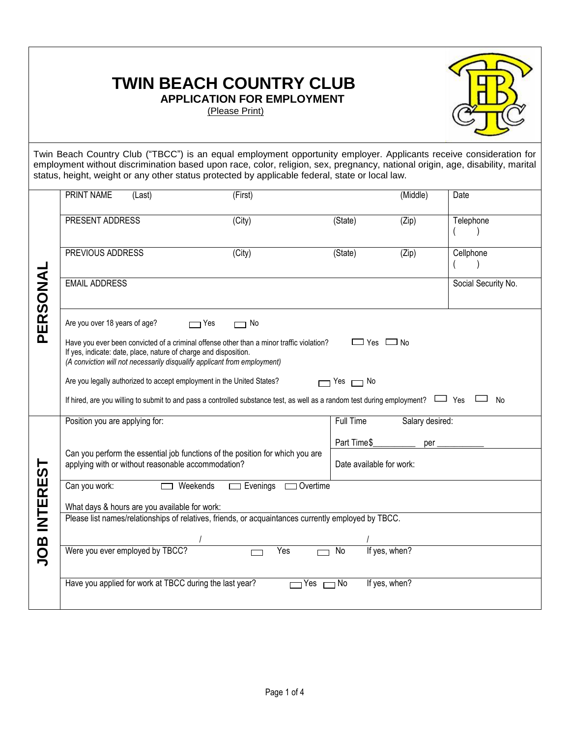# TWIN BEACH COUNTRY CLUB

## APPLICATION FOR EMPLOYMENT

(Please Print)

Twin Beach Country Club ("TBCC") is an equal employment opportunity employer. Applicants receive consideration for employment without discrimination based upon race, color, religion, sex, pregnancy, national origin, age, disability, marital status, height, weight or any other status protected by applicable federal, state or local law.

## PERSONAL

| PRINT NAME (Last) | (First) | | (Middle) | Date |
|---|---|---|---|---|
| PRESENT ADDRESS | (City) | (State) | (Zip) | Telephone ( ) |
| PREVIOUS ADDRESS | (City) | (State) | (Zip) | Cellphone ( ) |
| EMAIL ADDRESS | | | | Social Security No. |

Are you over 18 years of age? ☐ Yes ☐ No

Have you ever been convicted of a criminal offense other than a minor traffic violation? ☐ Yes ☐ No
If yes, indicate: date, place, nature of charge and disposition.
*(A conviction will not necessarily disqualify applicant from employment)*

Are you legally authorized to accept employment in the United States? ☐ Yes ☐ No

If hired, are you willing to submit to and pass a controlled substance test, as well as a random test during employment? ☐ Yes ☐ No

## JOB INTEREST

| Position you are applying for: | Full Time Salary desired: Part Time$__________ per ___________ |
|---|---|
| Can you perform the essential job functions of the position for which you are applying with or without reasonable accommodation? | Date available for work: |

Can you work: ☐ Weekends ☐ Evenings ☐ Overtime

What days & hours are you available for work:

Please list names/relationships of relatives, friends, or acquaintances currently employed by TBCC.

/ /

Were you ever employed by TBCC? ☐ Yes ☐ No If yes, when?

Have you applied for work at TBCC during the last year? ☐ Yes ☐ No If yes, when?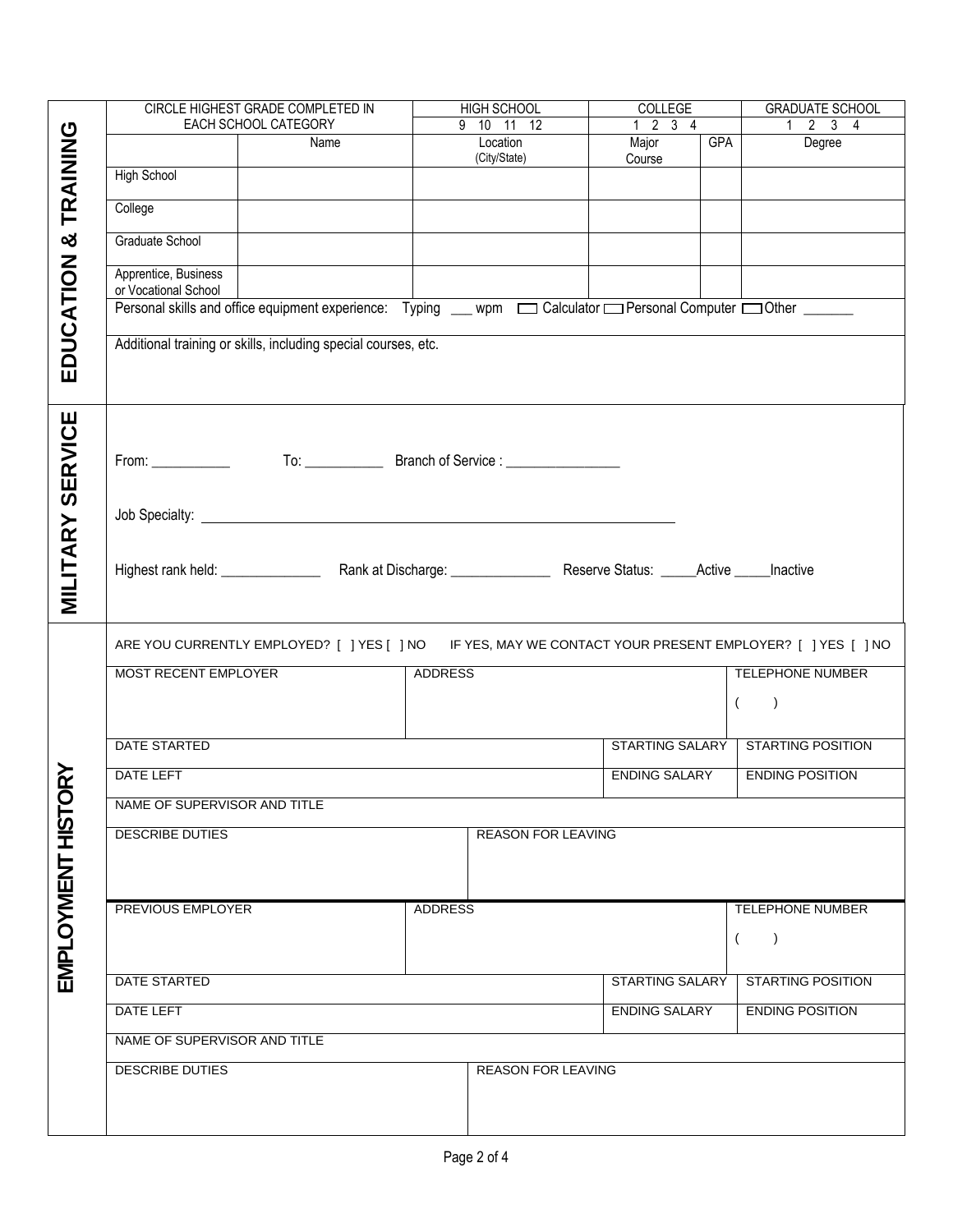## EDUCATION & TRAINING

| CIRCLE HIGHEST GRADE COMPLETED IN EACH SCHOOL CATEGORY | | HIGH SCHOOL 9 10 11 12 | COLLEGE 1 2 3 4 | | GRADUATE SCHOOL 1 2 3 4 |
|---|---|---|---|---|---|
| | Name | Location (City/State) | Major Course | GPA | Degree |
| High School | | | | | |
| College | | | | | |
| Graduate School | | | | | |
| Apprentice, Business or Vocational School | | | | | |

Personal skills and office equipment experience: Typing ___ wpm ☐ Calculator ☐ Personal Computer ☐ Other _______

Additional training or skills, including special courses, etc.

## MILITARY SERVICE

From: ___________ To: ___________ Branch of Service : ________________

Job Specialty: ____________________________________________________________________

Highest rank held: ______________ Rank at Discharge: ______________ Reserve Status: _____Active _____Inactive

## EMPLOYMENT HISTORY

ARE YOU CURRENTLY EMPLOYED? [ ] YES [ ] NO IF YES, MAY WE CONTACT YOUR PRESENT EMPLOYER? [ ] YES [ ] NO

| MOST RECENT EMPLOYER | ADDRESS | | TELEPHONE NUMBER ( ) |
|---|---|---|---|
| DATE STARTED | | STARTING SALARY | STARTING POSITION |
| DATE LEFT | | ENDING SALARY | ENDING POSITION |
| NAME OF SUPERVISOR AND TITLE | | | |
| DESCRIBE DUTIES | REASON FOR LEAVING | | |

| PREVIOUS EMPLOYER | ADDRESS | | TELEPHONE NUMBER ( ) |
|---|---|---|---|
| DATE STARTED | | STARTING SALARY | STARTING POSITION |
| DATE LEFT | | ENDING SALARY | ENDING POSITION |
| NAME OF SUPERVISOR AND TITLE | | | |
| DESCRIBE DUTIES | REASON FOR LEAVING | | |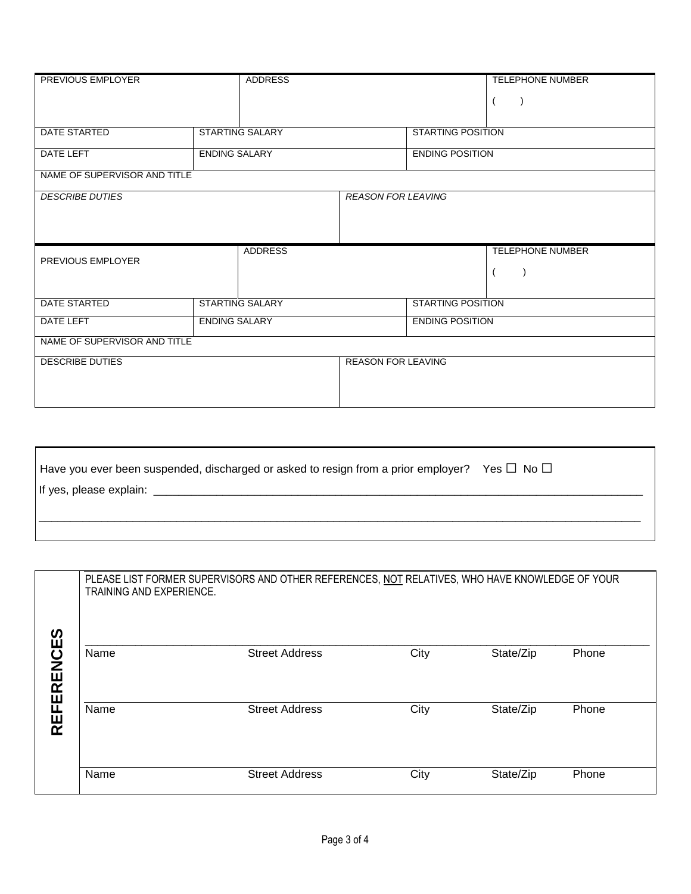| PREVIOUS EMPLOYER | ADDRESS | TELEPHONE NUMBER |
|---|---|---|
| | | (    ) |

| DATE STARTED | STARTING SALARY | STARTING POSITION |
|---|---|---|
| DATE LEFT | ENDING SALARY | ENDING POSITION |

| NAME OF SUPERVISOR AND TITLE | |
|---|---|
| *DESCRIBE DUTIES* | *REASON FOR LEAVING* |

| PREVIOUS EMPLOYER | ADDRESS | TELEPHONE NUMBER |
|---|---|---|
| | | (    ) |

| DATE STARTED | STARTING SALARY | STARTING POSITION |
|---|---|---|
| DATE LEFT | ENDING SALARY | ENDING POSITION |

| NAME OF SUPERVISOR AND TITLE | |
|---|---|
| DESCRIBE DUTIES | REASON FOR LEAVING |

Have you ever been suspended, discharged or asked to resign from a prior employer? Yes ☐ No ☐

If yes, please explain: ___________________________________________________________________________

_____________________________________________________________________________________________

## REFERENCES

PLEASE LIST FORMER SUPERVISORS AND OTHER REFERENCES, NOT RELATIVES, WHO HAVE KNOWLEDGE OF YOUR TRAINING AND EXPERIENCE.

| Name | Street Address | City | State/Zip | Phone |
|---|---|---|---|---|
| | | | | |
| Name | Street Address | City | State/Zip | Phone |
| | | | | |
| Name | Street Address | City | State/Zip | Phone |
| | | | | |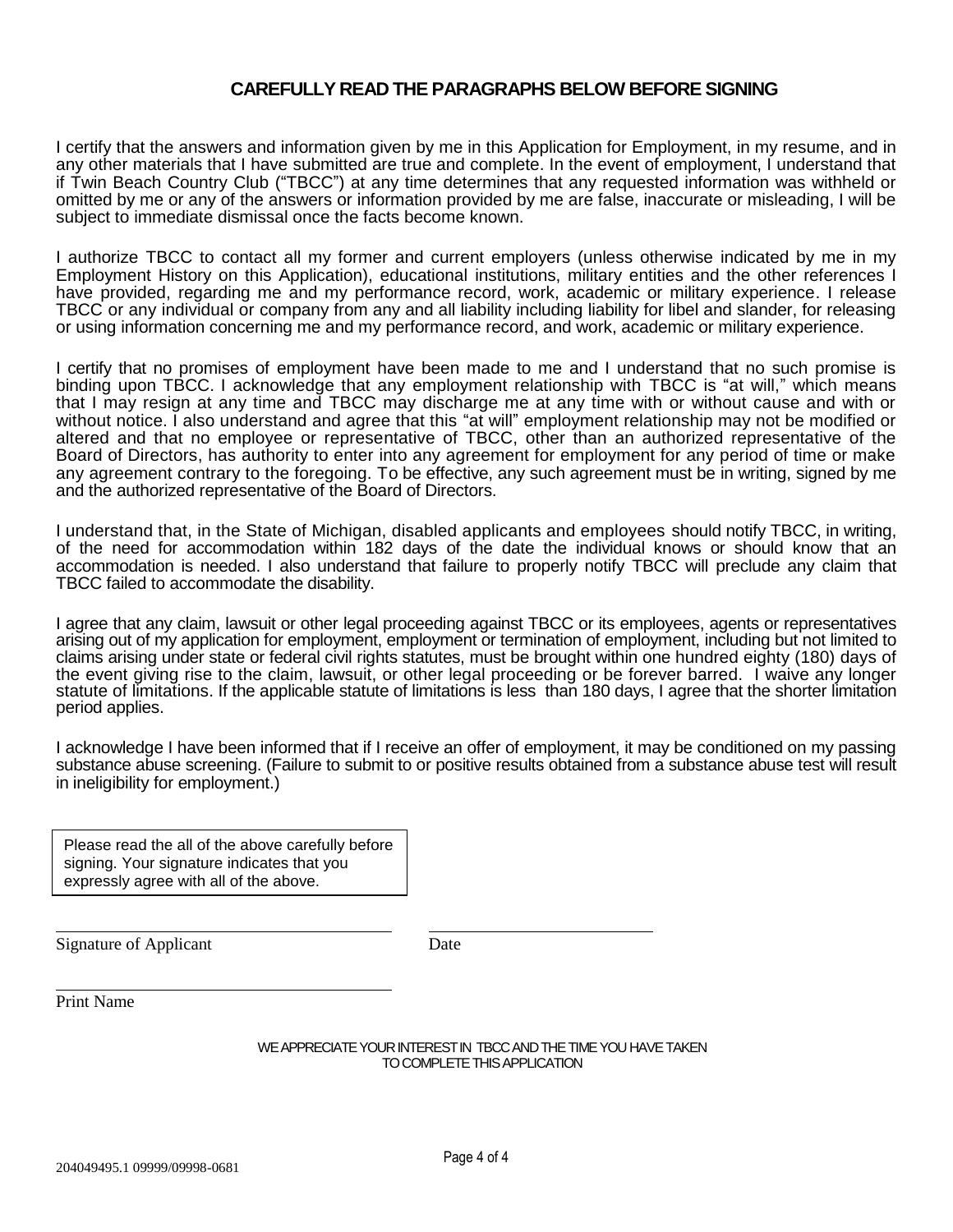## CAREFULLY READ THE PARAGRAPHS BELOW BEFORE SIGNING

I certify that the answers and information given by me in this Application for Employment, in my resume, and in any other materials that I have submitted are true and complete. In the event of employment, I understand that if Twin Beach Country Club ("TBCC") at any time determines that any requested information was withheld or omitted by me or any of the answers or information provided by me are false, inaccurate or misleading, I will be subject to immediate dismissal once the facts become known.

I authorize TBCC to contact all my former and current employers (unless otherwise indicated by me in my Employment History on this Application), educational institutions, military entities and the other references I have provided, regarding me and my performance record, work, academic or military experience. I release TBCC or any individual or company from any and all liability including liability for libel and slander, for releasing or using information concerning me and my performance record, and work, academic or military experience.

I certify that no promises of employment have been made to me and I understand that no such promise is binding upon TBCC. I acknowledge that any employment relationship with TBCC is "at will," which means that I may resign at any time and TBCC may discharge me at any time with or without cause and with or without notice. I also understand and agree that this "at will" employment relationship may not be modified or altered and that no employee or representative of TBCC, other than an authorized representative of the Board of Directors, has authority to enter into any agreement for employment for any period of time or make any agreement contrary to the foregoing. To be effective, any such agreement must be in writing, signed by me and the authorized representative of the Board of Directors.

I understand that, in the State of Michigan, disabled applicants and employees should notify TBCC, in writing, of the need for accommodation within 182 days of the date the individual knows or should know that an accommodation is needed. I also understand that failure to properly notify TBCC will preclude any claim that TBCC failed to accommodate the disability.

I agree that any claim, lawsuit or other legal proceeding against TBCC or its employees, agents or representatives arising out of my application for employment, employment or termination of employment, including but not limited to claims arising under state or federal civil rights statutes, must be brought within one hundred eighty (180) days of the event giving rise to the claim, lawsuit, or other legal proceeding or be forever barred. I waive any longer statute of limitations. If the applicable statute of limitations is less than 180 days, I agree that the shorter limitation period applies.

I acknowledge I have been informed that if I receive an offer of employment, it may be conditioned on my passing substance abuse screening. (Failure to submit to or positive results obtained from a substance abuse test will result in ineligibility for employment.)

Please read the all of the above carefully before signing. Your signature indicates that you expressly agree with all of the above.

Signature of Applicant ______________________ Date ______________

Print Name ______________________

WE APPRECIATE YOUR INTEREST IN TBCC AND THE TIME YOU HAVE TAKEN TO COMPLETE THIS APPLICATION

204049495.1 09999/09998-0681